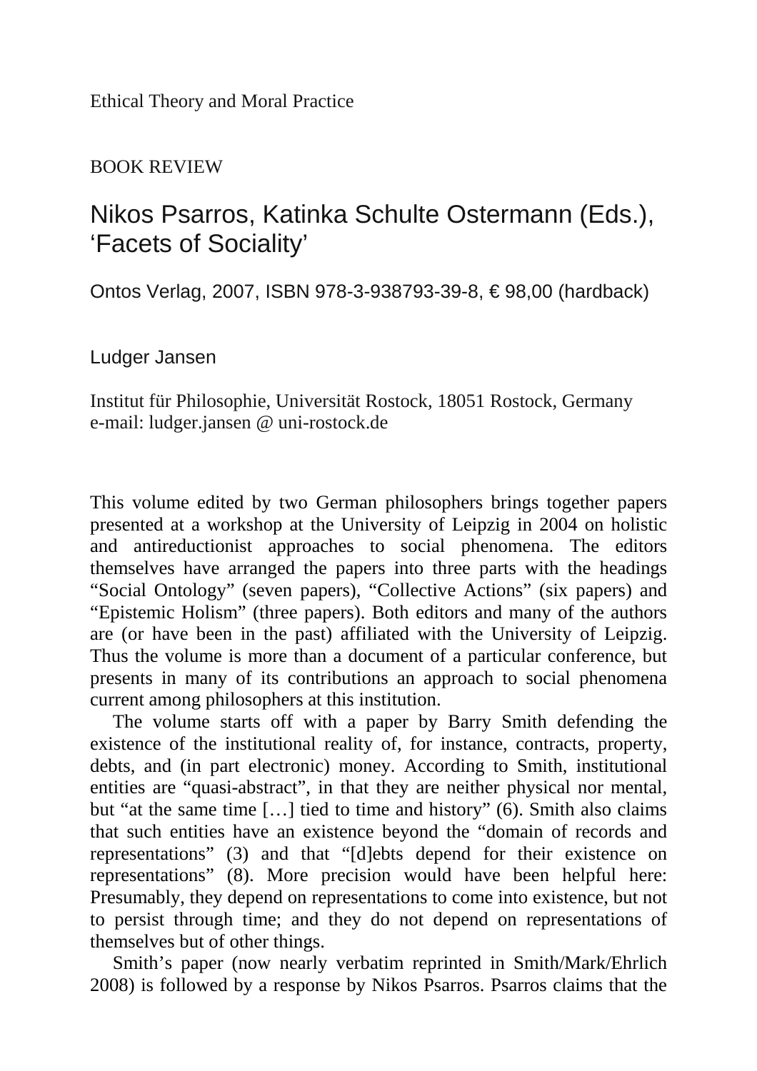Ethical Theory and Moral Practice

BOOK REVIEW

# Nikos Psarros, Katinka Schulte Ostermann (Eds.), 'Facets of Sociality'

Ontos Verlag, 2007, ISBN 978-3-938793-39-8, € 98,00 (hardback)

Ludger Jansen

Institut für Philosophie, Universität Rostock, 18051 Rostock, Germany
e-mail: ludger.jansen @ uni-rostock.de

This volume edited by two German philosophers brings together papers presented at a workshop at the University of Leipzig in 2004 on holistic and antireductionist approaches to social phenomena. The editors themselves have arranged the papers into three parts with the headings "Social Ontology" (seven papers), "Collective Actions" (six papers) and "Epistemic Holism" (three papers). Both editors and many of the authors are (or have been in the past) affiliated with the University of Leipzig. Thus the volume is more than a document of a particular conference, but presents in many of its contributions an approach to social phenomena current among philosophers at this institution.

The volume starts off with a paper by Barry Smith defending the existence of the institutional reality of, for instance, contracts, property, debts, and (in part electronic) money. According to Smith, institutional entities are "quasi-abstract", in that they are neither physical nor mental, but "at the same time […] tied to time and history" (6). Smith also claims that such entities have an existence beyond the "domain of records and representations" (3) and that "[d]ebts depend for their existence on representations" (8). More precision would have been helpful here: Presumably, they depend on representations to come into existence, but not to persist through time; and they do not depend on representations of themselves but of other things.

Smith's paper (now nearly verbatim reprinted in Smith/Mark/Ehrlich 2008) is followed by a response by Nikos Psarros. Psarros claims that the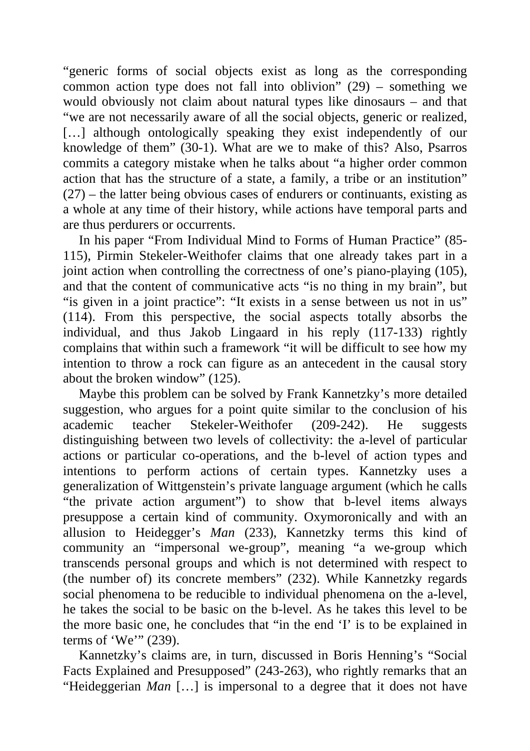"generic forms of social objects exist as long as the corresponding common action type does not fall into oblivion" (29) – something we would obviously not claim about natural types like dinosaurs – and that "we are not necessarily aware of all the social objects, generic or realized, […] although ontologically speaking they exist independently of our knowledge of them" (30-1). What are we to make of this? Also, Psarros commits a category mistake when he talks about "a higher order common action that has the structure of a state, a family, a tribe or an institution" (27) – the latter being obvious cases of endurers or continuants, existing as a whole at any time of their history, while actions have temporal parts and are thus perdurers or occurrents.

In his paper "From Individual Mind to Forms of Human Practice" (85-115), Pirmin Stekeler-Weithofer claims that one already takes part in a joint action when controlling the correctness of one's piano-playing (105), and that the content of communicative acts "is no thing in my brain", but "is given in a joint practice": "It exists in a sense between us not in us" (114). From this perspective, the social aspects totally absorbs the individual, and thus Jakob Lingaard in his reply (117-133) rightly complains that within such a framework "it will be difficult to see how my intention to throw a rock can figure as an antecedent in the causal story about the broken window" (125).

Maybe this problem can be solved by Frank Kannetzky's more detailed suggestion, who argues for a point quite similar to the conclusion of his academic teacher Stekeler-Weithofer (209-242). He suggests distinguishing between two levels of collectivity: the a-level of particular actions or particular co-operations, and the b-level of action types and intentions to perform actions of certain types. Kannetzky uses a generalization of Wittgenstein's private language argument (which he calls "the private action argument") to show that b-level items always presuppose a certain kind of community. Oxymoronically and with an allusion to Heidegger's *Man* (233), Kannetzky terms this kind of community an "impersonal we-group", meaning "a we-group which transcends personal groups and which is not determined with respect to (the number of) its concrete members" (232). While Kannetzky regards social phenomena to be reducible to individual phenomena on the a-level, he takes the social to be basic on the b-level. As he takes this level to be the more basic one, he concludes that "in the end 'I' is to be explained in terms of 'We'" (239).

Kannetzky's claims are, in turn, discussed in Boris Henning's "Social Facts Explained and Presupposed" (243-263), who rightly remarks that an "Heideggerian *Man* […] is impersonal to a degree that it does not have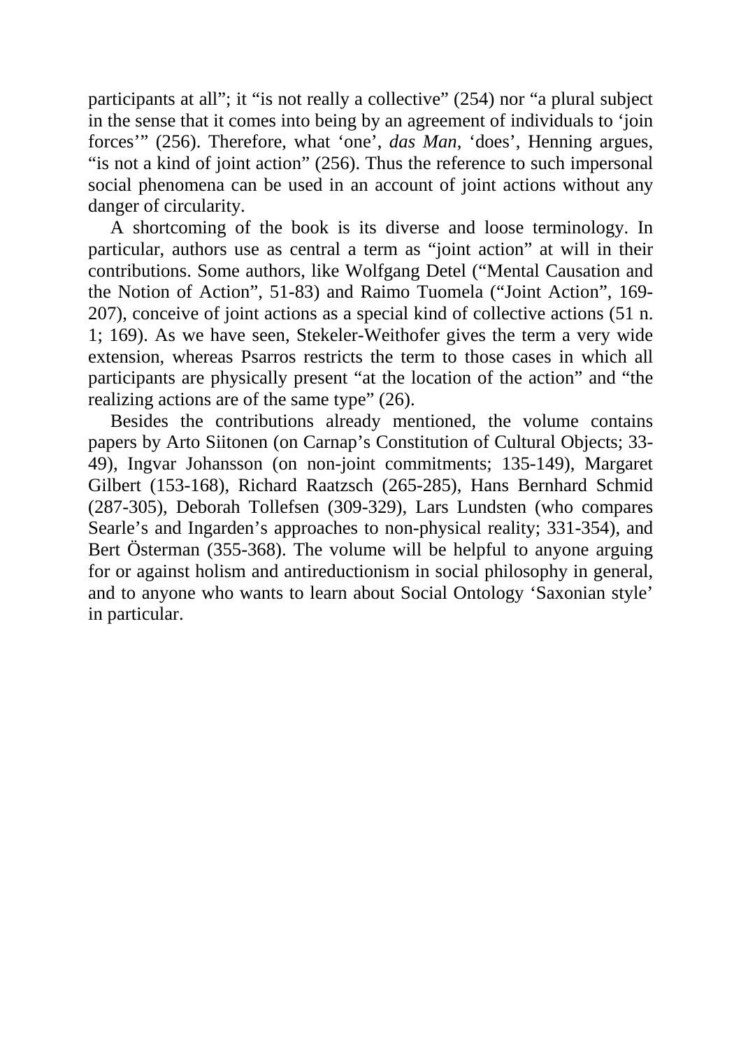participants at all"; it "is not really a collective" (254) nor "a plural subject in the sense that it comes into being by an agreement of individuals to 'join forces'" (256). Therefore, what 'one', *das Man*, 'does', Henning argues, "is not a kind of joint action" (256). Thus the reference to such impersonal social phenomena can be used in an account of joint actions without any danger of circularity.

A shortcoming of the book is its diverse and loose terminology. In particular, authors use as central a term as "joint action" at will in their contributions. Some authors, like Wolfgang Detel ("Mental Causation and the Notion of Action", 51-83) and Raimo Tuomela ("Joint Action", 169-207), conceive of joint actions as a special kind of collective actions (51 n. 1; 169). As we have seen, Stekeler-Weithofer gives the term a very wide extension, whereas Psarros restricts the term to those cases in which all participants are physically present "at the location of the action" and "the realizing actions are of the same type" (26).

Besides the contributions already mentioned, the volume contains papers by Arto Siitonen (on Carnap's Constitution of Cultural Objects; 33-49), Ingvar Johansson (on non-joint commitments; 135-149), Margaret Gilbert (153-168), Richard Raatzsch (265-285), Hans Bernhard Schmid (287-305), Deborah Tollefsen (309-329), Lars Lundsten (who compares Searle's and Ingarden's approaches to non-physical reality; 331-354), and Bert Österman (355-368). The volume will be helpful to anyone arguing for or against holism and antireductionism in social philosophy in general, and to anyone who wants to learn about Social Ontology 'Saxonian style' in particular.